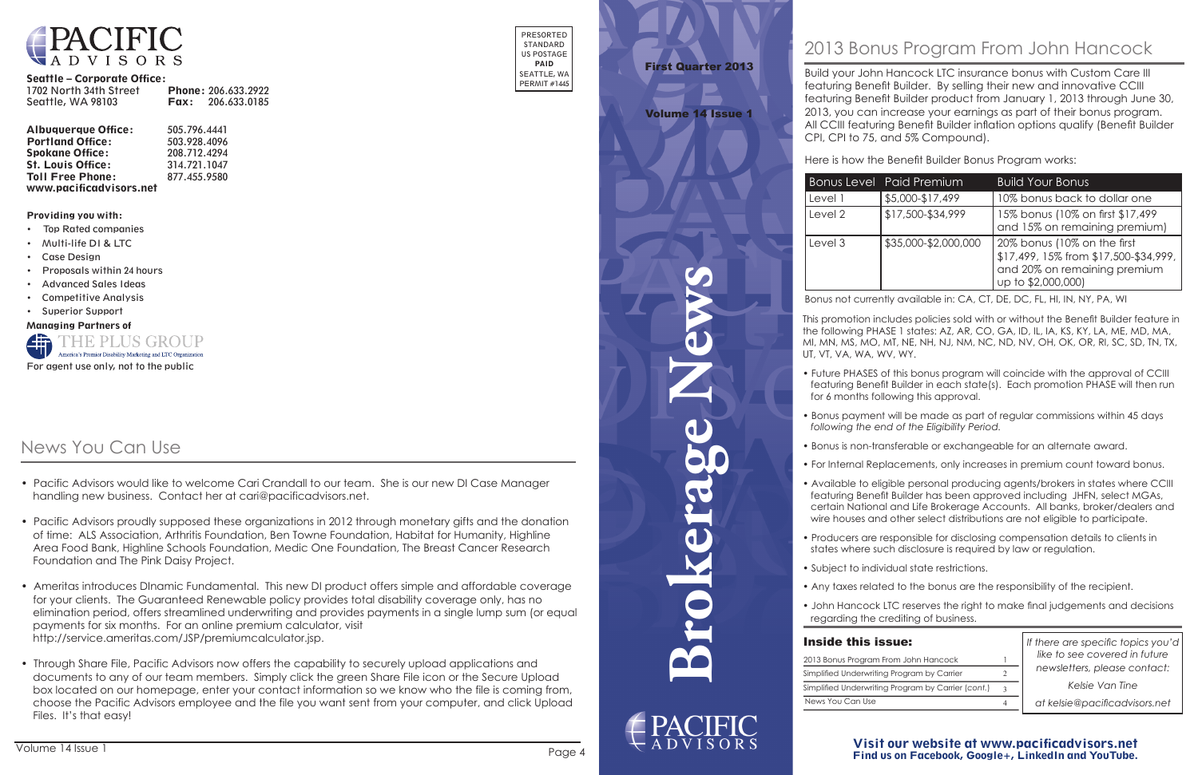# PACIFIC ADVISORS

**Seattle – Corporate Office:**
1702 North 34th Street
Seattle, WA 98103
**Phone:** 206.633.2922
**Fax:** 206.633.0185

**Albuquerque Office:** 505.796.4441
**Portland Office:** 503.928.4096
**Spokane Office:** 208.712.4294
**St. Louis Office:** 314.721.1047
**Toll Free Phone:** 877.455.9580
**www.pacificadvisors.net**

**Providing you with:**

- Top Rated companies
- Multi-life DI & LTC
- Case Design
- Proposals within 24 hours
- Advanced Sales Ideas
- Competitive Analysis
- Superior Support

**Managing Partners of**

THE PLUS GROUP
America's Premier Disability Marketing and LTC Organization

For agent use only, not to the public

PRESORTED STANDARD US POSTAGE **PAID** SEATTLE, WA PERMIT #1445

## News You Can Use

- Pacific Advisors would like to welcome Cari Crandall to our team. She is our new DI Case Manager handling new business. Contact her at cari@pacificadvisors.net.
- Pacific Advisors proudly supposed these organizations in 2012 through monetary gifts and the donation of time: ALS Association, Arthritis Foundation, Ben Towne Foundation, Habitat for Humanity, Highline Area Food Bank, Highline Schools Foundation, Medic One Foundation, The Breast Cancer Research Foundation and The Pink Daisy Project.
- Ameritas introduces DInamic Fundamental. This new DI product offers simple and affordable coverage for your clients. The Guaranteed Renewable policy provides total disability coverage only, has no elimination period, offers streamlined underwriting and provides payments in a single lump sum (or equal payments for six months. For an online premium calculator, visit http://service.ameritas.com/JSP/premiumcalculator.jsp.
- Through Share File, Pacific Advisors now offers the capability to securely upload applications and documents to any of our team members. Simply click the green Share File icon or the Secure Upload box located on our homepage, enter your contact information so we know who the file is coming from, choose the Pacific Advisors employee and the file you want sent from your computer, and click Upload Files. It's that easy!

**First Quarter 2013**

**Volume 14 Issue 1**

# Brokerage News

PACIFIC ADVISORS

## 2013 Bonus Program From John Hancock

Build your John Hancock LTC insurance bonus with Custom Care III featuring Benefit Builder. By selling their new and innovative CCIII featuring Benefit Builder product from January 1, 2013 through June 30, 2013, you can increase your earnings as part of their bonus program. All CCIII featuring Benefit Builder inflation options qualify (Benefit Builder CPI, CPI to 75, and 5% Compound).

Here is how the Benefit Builder Bonus Program works:

| Bonus Level | Paid Premium | Build Your Bonus |
|---|---|---|
| Level 1 | $5,000-$17,499 | 10% bonus back to dollar one |
| Level 2 | $17,500-$34,999 | 15% bonus (10% on first $17,499 and 15% on remaining premium) |
| Level 3 | $35,000-$2,000,000 | 20% bonus (10% on the first $17,499, 15% from $17,500-$34,999, and 20% on remaining premium up to $2,000,000) |

Bonus not currently available in: CA, CT, DE, DC, FL, HI, IN, NY, PA, WI

This promotion includes policies sold with or without the Benefit Builder feature in the following PHASE 1 states: AZ, AR, CO, GA, ID, IL, IA, KS, KY, LA, ME, MD, MA, MI, MN, MS, MO, MT, NE, NH, NJ, NM, NC, ND, NV, OH, OK, OR, RI, SC, SD, TN, TX, UT, VT, VA, WA, WV, WY.

- Future PHASES of this bonus program will coincide with the approval of CCIII featuring Benefit Builder in each state(s). Each promotion PHASE will then run for 6 months following this approval.
- Bonus payment will be made as part of regular commissions within 45 days *following the end of the Eligibility Period.*
- Bonus is non-transferable or exchangeable for an alternate award.
- For Internal Replacements, only increases in premium count toward bonus.
- Available to eligible personal producing agents/brokers in states where CCIII featuring Benefit Builder has been approved including JHFN, select MGAs, certain National and Life Brokerage Accounts. All banks, broker/dealers and wire houses and other select distributions are not eligible to participate.
- Producers are responsible for disclosing compensation details to clients in states where such disclosure is required by law or regulation.
- Subject to individual state restrictions.
- Any taxes related to the bonus are the responsibility of the recipient.
- John Hancock LTC reserves the right to make final judgements and decisions regarding the crediting of business.

### Inside this issue:

| | |
|---|---|
| 2013 Bonus Program From John Hancock | 1 |
| Simplified Underwriting Program by Carrier | 2 |
| Simplified Underwriting Program by Carrier (*cont.*) | 3 |
| News You Can Use | 4 |

*If there are specific topics you'd like to see covered in future newsletters, please contact:*

*Kelsie Van Tine*

*at kelsie@pacificadvisors.net*

**Visit our website at www.pacificadvisors.net**
**Find us on Facebook, Google+, LinkedIn and YouTube.**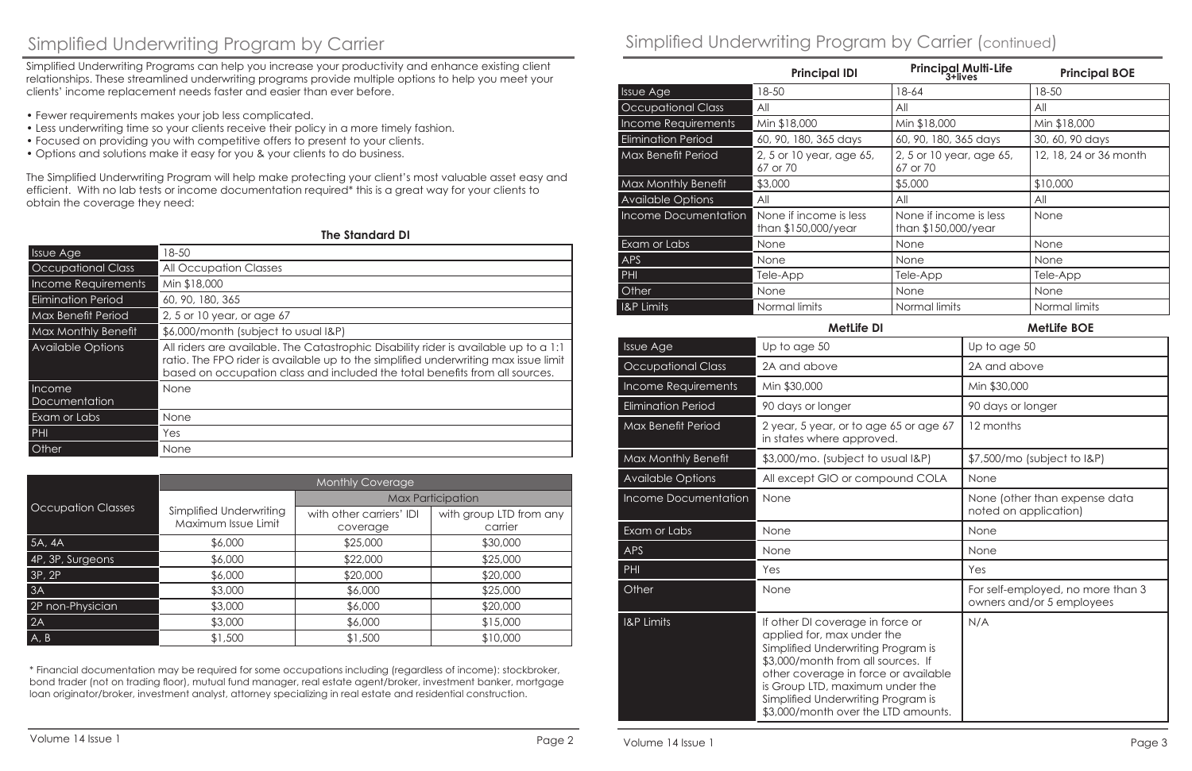# Simplified Underwriting Program by Carrier

Simplified Underwriting Programs can help you increase your productivity and enhance existing client relationships. These streamlined underwriting programs provide multiple options to help you meet your clients' income replacement needs faster and easier than ever before.

- Fewer requirements makes your job less complicated.
- Less underwriting time so your clients receive their policy in a more timely fashion.
- Focused on providing you with competitive offers to present to your clients.
- Options and solutions make it easy for you & your clients to do business.

The Simplified Underwriting Program will help make protecting your client's most valuable asset easy and efficient. With no lab tests or income documentation required* this is a great way for your clients to obtain the coverage they need:

**The Standard DI**

| | |
|---|---|
| Issue Age | 18-50 |
| Occupational Class | All Occupation Classes |
| Income Requirements | Min $18,000 |
| Elimination Period | 60, 90, 180, 365 |
| Max Benefit Period | 2, 5 or 10 year, or age 67 |
| Max Monthly Benefit | $6,000/month (subject to usual I&P) |
| Available Options | All riders are available. The Catastrophic Disability rider is available up to a 1:1 ratio. The FPO rider is available up to the simplified underwriting max issue limit based on occupation class and included the total benefits from all sources. |
| Income Documentation | None |
| Exam or Labs | None |
| PHI | Yes |
| Other | None |

| Occupation Classes | Monthly Coverage | | |
|---|---|---|---|
| | Simplified Underwriting Maximum Issue Limit | Max Participation | |
| | | with other carriers' IDI coverage | with group LTD from any carrier |
| 5A, 4A | $6,000 | $25,000 | $30,000 |
| 4P, 3P, Surgeons | $6,000 | $22,000 | $25,000 |
| 3P, 2P | $6,000 | $20,000 | $20,000 |
| 3A | $3,000 | $6,000 | $25,000 |
| 2P non-Physician | $3,000 | $6,000 | $20,000 |
| 2A | $3,000 | $6,000 | $15,000 |
| A, B | $1,500 | $1,500 | $10,000 |

\* Financial documentation may be required for some occupations including (regardless of income): stockbroker, bond trader (not on trading floor), mutual fund manager, real estate agent/broker, investment banker, mortgage loan originator/broker, investment analyst, attorney specializing in real estate and residential construction.

# Simplified Underwriting Program by Carrier (continued)

| | Principal IDI | Principal Multi-Life 3+lives | Principal BOE |
|---|---|---|---|
| Issue Age | 18-50 | 18-64 | 18-50 |
| Occupational Class | All | All | All |
| Income Requirements | Min $18,000 | Min $18,000 | Min $18,000 |
| Elimination Period | 60, 90, 180, 365 days | 60, 90, 180, 365 days | 30, 60, 90 days |
| Max Benefit Period | 2, 5 or 10 year, age 65, 67 or 70 | 2, 5 or 10 year, age 65, 67 or 70 | 12, 18, 24 or 36 month |
| Max Monthly Benefit | $3,000 | $5,000 | $10,000 |
| Available Options | All | All | All |
| Income Documentation | None if income is less than $150,000/year | None if income is less than $150,000/year | None |
| Exam or Labs | None | None | None |
| APS | None | None | None |
| PHI | Tele-App | Tele-App | Tele-App |
| Other | None | None | None |
| I&P Limits | Normal limits | Normal limits | Normal limits |

| | MetLife DI | MetLife BOE |
|---|---|---|
| Issue Age | Up to age 50 | Up to age 50 |
| Occupational Class | 2A and above | 2A and above |
| Income Requirements | Min $30,000 | Min $30,000 |
| Elimination Period | 90 days or longer | 90 days or longer |
| Max Benefit Period | 2 year, 5 year, or to age 65 or age 67 in states where approved. | 12 months |
| Max Monthly Benefit | $3,000/mo. (subject to usual I&P) | $7,500/mo (subject to I&P) |
| Available Options | All except GIO or compound COLA | None |
| Income Documentation | None | None (other than expense data noted on application) |
| Exam or Labs | None | None |
| APS | None | None |
| PHI | Yes | Yes |
| Other | None | For self-employed, no more than 3 owners and/or 5 employees |
| I&P Limits | If other DI coverage in force or applied for, max under the Simplified Underwriting Program is $3,000/month from all sources. If other coverage in force or available is Group LTD, maximum under the Simplified Underwriting Program is $3,000/month over the LTD amounts. | N/A |